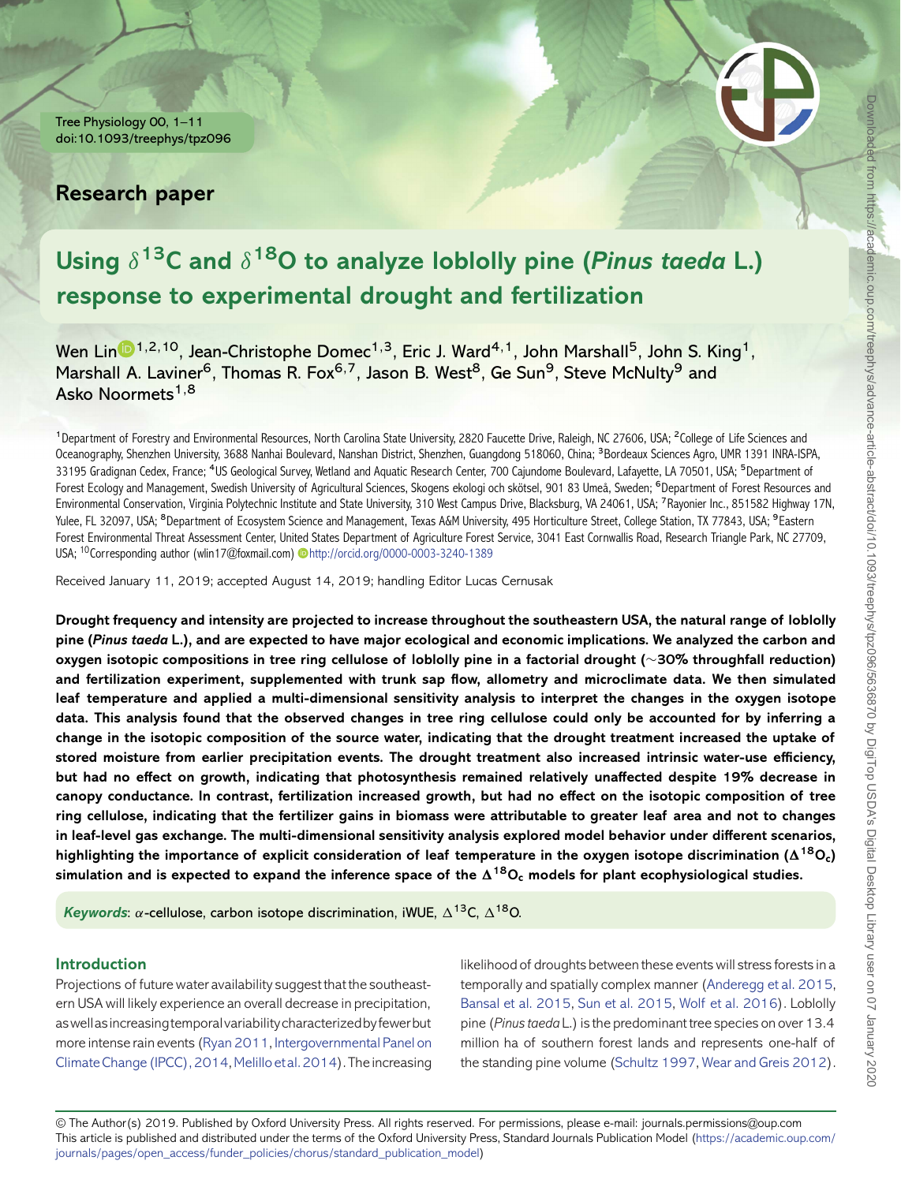Research paper

# Using $\delta^{13}$C and $\delta^{18}$O to analyze loblolly pine (*Pinus taeda* L.) response to experimental drought and fertilization

Wen Lin[1,2,10], Jean-Christophe Domec[1,3], Eric J. Ward[4,1], John Marshall[5], John S. King[1], Marshall A. Laviner[6], Thomas R. Fox[6,7], Jason B. West[8], Ge Sun[9], Steve McNulty[9] and Asko Noormets[1,8]

[1]Department of Forestry and Environmental Resources, North Carolina State University, 2820 Faucette Drive, Raleigh, NC 27606, USA; [2]College of Life Sciences and Oceanography, Shenzhen University, 3688 Nanhai Boulevard, Nanshan District, Shenzhen, Guangdong 518060, China; [3]Bordeaux Sciences Agro, UMR 1391 INRA-ISPA, 33195 Gradignan Cedex, France; [4]US Geological Survey, Wetland and Aquatic Research Center, 700 Cajundome Boulevard, Lafayette, LA 70501, USA; [5]Department of Forest Ecology and Management, Swedish University of Agricultural Sciences, Skogens ekologi och skötsel, 901 83 Umeå, Sweden; [6]Department of Forest Resources and Environmental Conservation, Virginia Polytechnic Institute and State University, 310 West Campus Drive, Blacksburg, VA 24061, USA; [7]Rayonier Inc., 851582 Highway 17N, Yulee, FL 32097, USA; [8]Department of Ecosystem Science and Management, Texas A&M University, 495 Horticulture Street, College Station, TX 77843, USA; [9]Eastern Forest Environmental Threat Assessment Center, United States Department of Agriculture Forest Service, 3041 East Cornwallis Road, Research Triangle Park, NC 27709, USA; [10]Corresponding author (wlin17@foxmail.com) http://orcid.org/0000-0003-3240-1389

Received January 11, 2019; accepted August 14, 2019; handling Editor Lucas Cernusak

**Drought frequency and intensity are projected to increase throughout the southeastern USA, the natural range of loblolly pine (*Pinus taeda* L.), and are expected to have major ecological and economic implications. We analyzed the carbon and oxygen isotopic compositions in tree ring cellulose of loblolly pine in a factorial drought (~30% throughfall reduction) and fertilization experiment, supplemented with trunk sap flow, allometry and microclimate data. We then simulated leaf temperature and applied a multi-dimensional sensitivity analysis to interpret the changes in the oxygen isotope data. This analysis found that the observed changes in tree ring cellulose could only be accounted for by inferring a change in the isotopic composition of the source water, indicating that the drought treatment increased the uptake of stored moisture from earlier precipitation events. The drought treatment also increased intrinsic water-use efficiency, but had no effect on growth, indicating that photosynthesis remained relatively unaffected despite 19% decrease in canopy conductance. In contrast, fertilization increased growth, but had no effect on the isotopic composition of tree ring cellulose, indicating that the fertilizer gains in biomass were attributable to greater leaf area and not to changes in leaf-level gas exchange. The multi-dimensional sensitivity analysis explored model behavior under different scenarios, highlighting the importance of explicit consideration of leaf temperature in the oxygen isotope discrimination ($\Delta^{18}O_c$) simulation and is expected to expand the inference space of the $\Delta^{18}O_c$ models for plant ecophysiological studies.**

*Keywords*: $\alpha$-cellulose, carbon isotope discrimination, iWUE, $\Delta^{13}$C, $\Delta^{18}$O.

## Introduction

Projections of future water availability suggest that the southeastern USA will likely experience an overall decrease in precipitation, as well as increasing temporal variability characterized by fewer but more intense rain events (Ryan 2011, Intergovernmental Panel on Climate Change (IPCC), 2014, Melillo et al. 2014). The increasing likelihood of droughts between these events will stress forests in a temporally and spatially complex manner (Anderegg et al. 2015, Bansal et al. 2015, Sun et al. 2015, Wolf et al. 2016). Loblolly pine (*Pinus taeda* L.) is the predominant tree species on over 13.4 million ha of southern forest lands and represents one-half of the standing pine volume (Schultz 1997, Wear and Greis 2012).

© The Author(s) 2019. Published by Oxford University Press. All rights reserved. For permissions, please e-mail: journals.permissions@oup.com
This article is published and distributed under the terms of the Oxford University Press, Standard Journals Publication Model (https://academic.oup.com/journals/pages/open_access/funder_policies/chorus/standard_publication_model)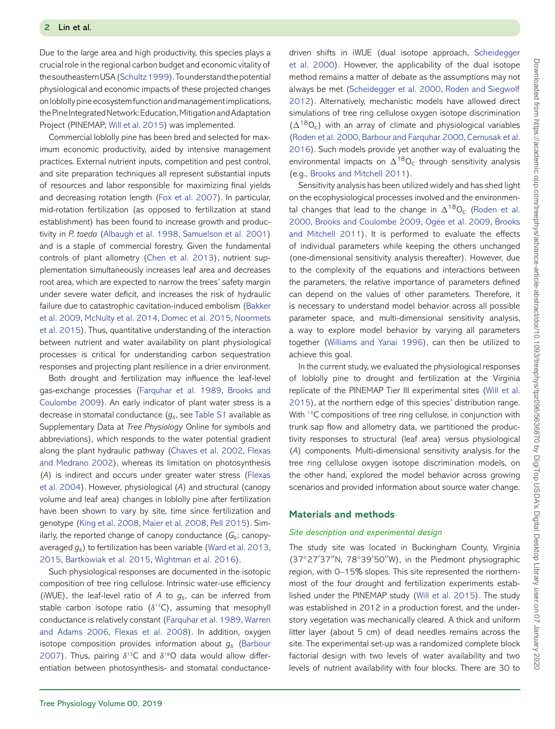Due to the large area and high productivity, this species plays a crucial role in the regional carbon budget and economic vitality of the southeastern USA (Schultz 1999). To understand the potential physiological and economic impacts of these projected changes on loblolly pine ecosystem function and management implications, the Pine Integrated Network: Education, Mitigation and Adaptation Project (PINEMAP; Will et al. 2015) was implemented.

Commercial loblolly pine has been bred and selected for maximum economic productivity, aided by intensive management practices. External nutrient inputs, competition and pest control, and site preparation techniques all represent substantial inputs of resources and labor responsible for maximizing final yields and decreasing rotation length (Fox et al. 2007). In particular, mid-rotation fertilization (as opposed to fertilization at stand establishment) has been found to increase growth and productivity in *P. taeda* (Albaugh et al. 1998, Samuelson et al. 2001) and is a staple of commercial forestry. Given the fundamental controls of plant allometry (Chen et al. 2013), nutrient supplementation simultaneously increases leaf area and decreases root area, which are expected to narrow the trees' safety margin under severe water deficit, and increases the risk of hydraulic failure due to catastrophic cavitation-induced embolism (Bakker et al. 2009, McNulty et al. 2014, Domec et al. 2015, Noormets et al. 2015). Thus, quantitative understanding of the interaction between nutrient and water availability on plant physiological processes is critical for understanding carbon sequestration responses and projecting plant resilience in a drier environment.

Both drought and fertilization may influence the leaf-level gas-exchange processes (Farquhar et al. 1989, Brooks and Coulombe 2009). An early indicator of plant water stress is a decrease in stomatal conductance ($g_s$, see Table S1 available as Supplementary Data at *Tree Physiology* Online for symbols and abbreviations), which responds to the water potential gradient along the plant hydraulic pathway (Chaves et al. 2002, Flexas and Medrano 2002), whereas its limitation on photosynthesis ($A$) is indirect and occurs under greater water stress (Flexas et al. 2004). However, physiological ($A$) and structural (canopy volume and leaf area) changes in loblolly pine after fertilization have been shown to vary by site, time since fertilization and genotype (King et al. 2008, Maier et al. 2008, Pell 2015). Similarly, the reported change of canopy conductance ($G_s$; canopy-averaged $g_s$) to fertilization has been variable (Ward et al. 2013, 2015, Bartkowiak et al. 2015, Wightman et al. 2016).

Such physiological responses are documented in the isotopic composition of tree ring cellulose. Intrinsic water-use efficiency (iWUE), the leaf-level ratio of $A$ to $g_s$, can be inferred from stable carbon isotope ratio ($\delta^{13}C$), assuming that mesophyll conductance is relatively constant (Farquhar et al. 1989, Warren and Adams 2006, Flexas et al. 2008). In addition, oxygen isotope composition provides information about $g_s$ (Barbour 2007). Thus, pairing $\delta^{13}C$ and $\delta^{18}O$ data would allow differentiation between photosynthesis- and stomatal conductance-driven shifts in iWUE (dual isotope approach, Scheidegger et al. 2000). However, the applicability of the dual isotope method remains a matter of debate as the assumptions may not always be met (Scheidegger et al. 2000, Roden and Siegwolf 2012). Alternatively, mechanistic models have allowed direct simulations of tree ring cellulose oxygen isotope discrimination ($\Delta^{18}O_c$) with an array of climate and physiological variables (Roden et al. 2000, Barbour and Farquhar 2000, Cernusak et al. 2016). Such models provide yet another way of evaluating the environmental impacts on $\Delta^{18}O_c$ through sensitivity analysis (e.g., Brooks and Mitchell 2011).

Sensitivity analysis has been utilized widely and has shed light on the ecophysiological processes involved and the environmental changes that lead to the change in $\Delta^{18}O_c$ (Roden et al. 2000, Brooks and Coulombe 2009, Ogée et al. 2009, Brooks and Mitchell 2011). It is performed to evaluate the effects of individual parameters while keeping the others unchanged (one-dimensional sensitivity analysis thereafter). However, due to the complexity of the equations and interactions between the parameters, the relative importance of parameters defined can depend on the values of other parameters. Therefore, it is necessary to understand model behavior across all possible parameter space, and multi-dimensional sensitivity analysis, a way to explore model behavior by varying all parameters together (Williams and Yanai 1996), can then be utilized to achieve this goal.

In the current study, we evaluated the physiological responses of loblolly pine to drought and fertilization at the Virginia replicate of the PINEMAP Tier III experimental sites (Will et al. 2015), at the northern edge of this species' distribution range. With $^{13}C$ compositions of tree ring cellulose, in conjunction with trunk sap flow and allometry data, we partitioned the productivity responses to structural (leaf area) versus physiological ($A$) components. Multi-dimensional sensitivity analysis for the tree ring cellulose oxygen isotope discrimination models, on the other hand, explored the model behavior across growing scenarios and provided information about source water change.

## Materials and methods

### Site description and experimental design

The study site was located in Buckingham County, Virginia (37°27′37″N, 78°39′50″W), in the Piedmont physiographic region, with 0–15% slopes. This site represented the northernmost of the four drought and fertilization experiments established under the PINEMAP study (Will et al. 2015). The study was established in 2012 in a production forest, and the understory vegetation was mechanically cleared. A thick and uniform litter layer (about 5 cm) of dead needles remains across the site. The experimental set-up was a randomized complete block factorial design with two levels of water availability and two levels of nutrient availability with four blocks. There are 30 to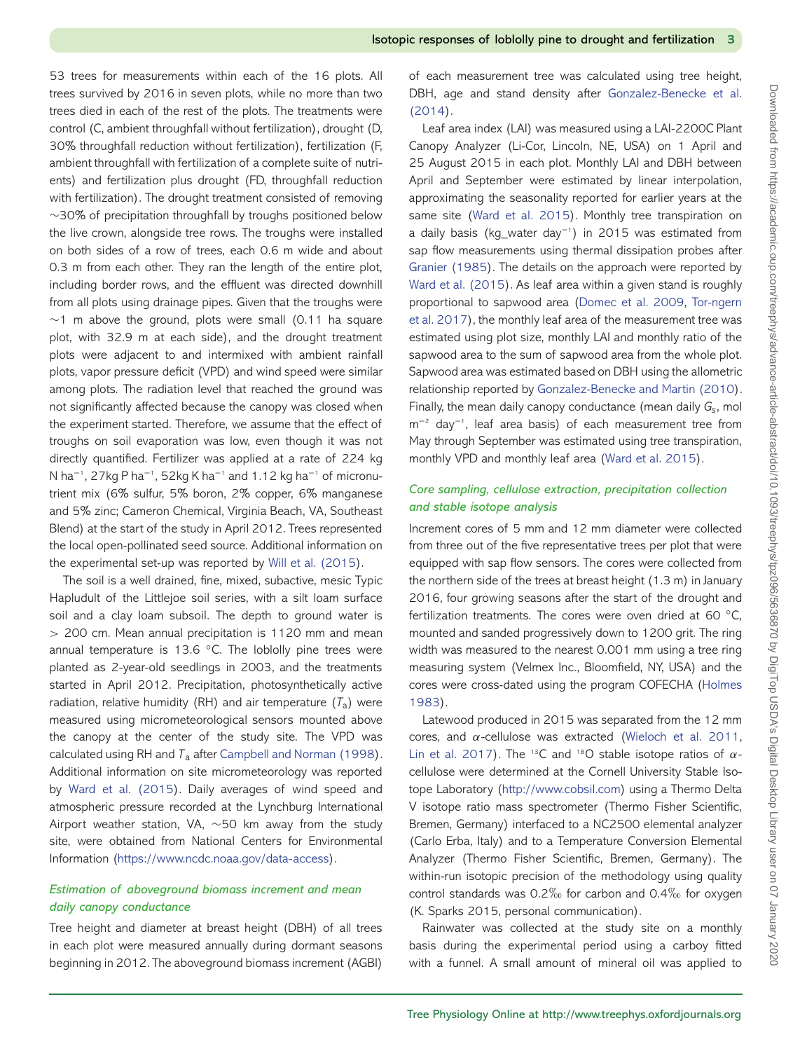53 trees for measurements within each of the 16 plots. All trees survived by 2016 in seven plots, while no more than two trees died in each of the rest of the plots. The treatments were control (C, ambient throughfall without fertilization), drought (D, 30% throughfall reduction without fertilization), fertilization (F, ambient throughfall with fertilization of a complete suite of nutrients) and fertilization plus drought (FD, throughfall reduction with fertilization). The drought treatment consisted of removing ~30% of precipitation throughfall by troughs positioned below the live crown, alongside tree rows. The troughs were installed on both sides of a row of trees, each 0.6 m wide and about 0.3 m from each other. They ran the length of the entire plot, including border rows, and the effluent was directed downhill from all plots using drainage pipes. Given that the troughs were ~1 m above the ground, plots were small (0.11 ha square plot, with 32.9 m at each side), and the drought treatment plots were adjacent to and intermixed with ambient rainfall plots, vapor pressure deficit (VPD) and wind speed were similar among plots. The radiation level that reached the ground was not significantly affected because the canopy was closed when the experiment started. Therefore, we assume that the effect of troughs on soil evaporation was low, even though it was not directly quantified. Fertilizer was applied at a rate of 224 kg N ha$^{-1}$, 27kg P ha$^{-1}$, 52kg K ha$^{-1}$ and 1.12 kg ha$^{-1}$ of micronutrient mix (6% sulfur, 5% boron, 2% copper, 6% manganese and 5% zinc; Cameron Chemical, Virginia Beach, VA, Southeast Blend) at the start of the study in April 2012. Trees represented the local open-pollinated seed source. Additional information on the experimental set-up was reported by Will et al. (2015).

The soil is a well drained, fine, mixed, subactive, mesic Typic Hapludult of the Littlejoe soil series, with a silt loam surface soil and a clay loam subsoil. The depth to ground water is > 200 cm. Mean annual precipitation is 1120 mm and mean annual temperature is 13.6 °C. The loblolly pine trees were planted as 2-year-old seedlings in 2003, and the treatments started in April 2012. Precipitation, photosynthetically active radiation, relative humidity (RH) and air temperature ($T_a$) were measured using micrometeorological sensors mounted above the canopy at the center of the study site. The VPD was calculated using RH and $T_a$ after Campbell and Norman (1998). Additional information on site micrometeorology was reported by Ward et al. (2015). Daily averages of wind speed and atmospheric pressure recorded at the Lynchburg International Airport weather station, VA, ~50 km away from the study site, were obtained from National Centers for Environmental Information (https://www.ncdc.noaa.gov/data-access).

### *Estimation of aboveground biomass increment and mean daily canopy conductance*

Tree height and diameter at breast height (DBH) of all trees in each plot were measured annually during dormant seasons beginning in 2012. The aboveground biomass increment (AGBI) of each measurement tree was calculated using tree height, DBH, age and stand density after Gonzalez-Benecke et al. (2014).

Leaf area index (LAI) was measured using a LAI-2200C Plant Canopy Analyzer (Li-Cor, Lincoln, NE, USA) on 1 April and 25 August 2015 in each plot. Monthly LAI and DBH between April and September were estimated by linear interpolation, approximating the seasonality reported for earlier years at the same site (Ward et al. 2015). Monthly tree transpiration on a daily basis (kg_water day$^{-1}$) in 2015 was estimated from sap flow measurements using thermal dissipation probes after Granier (1985). The details on the approach were reported by Ward et al. (2015). As leaf area within a given stand is roughly proportional to sapwood area (Domec et al. 2009, Tor-ngern et al. 2017), the monthly leaf area of the measurement tree was estimated using plot size, monthly LAI and monthly ratio of the sapwood area to the sum of sapwood area from the whole plot. Sapwood area was estimated based on DBH using the allometric relationship reported by Gonzalez-Benecke and Martin (2010). Finally, the mean daily canopy conductance (mean daily $G_s$, mol m$^{-2}$ day$^{-1}$, leaf area basis) of each measurement tree from May through September was estimated using tree transpiration, monthly VPD and monthly leaf area (Ward et al. 2015).

### *Core sampling, cellulose extraction, precipitation collection and stable isotope analysis*

Increment cores of 5 mm and 12 mm diameter were collected from three out of the five representative trees per plot that were equipped with sap flow sensors. The cores were collected from the northern side of the trees at breast height (1.3 m) in January 2016, four growing seasons after the start of the drought and fertilization treatments. The cores were oven dried at 60 °C, mounted and sanded progressively down to 1200 grit. The ring width was measured to the nearest 0.001 mm using a tree ring measuring system (Velmex Inc., Bloomfield, NY, USA) and the cores were cross-dated using the program COFECHA (Holmes 1983).

Latewood produced in 2015 was separated from the 12 mm cores, and $\alpha$-cellulose was extracted (Wieloch et al. 2011, Lin et al. 2017). The $^{13}$C and $^{18}$O stable isotope ratios of $\alpha$-cellulose were determined at the Cornell University Stable Isotope Laboratory (http://www.cobsil.com) using a Thermo Delta V isotope ratio mass spectrometer (Thermo Fisher Scientific, Bremen, Germany) interfaced to a NC2500 elemental analyzer (Carlo Erba, Italy) and to a Temperature Conversion Elemental Analyzer (Thermo Fisher Scientific, Bremen, Germany). The within-run isotopic precision of the methodology using quality control standards was 0.2‰ for carbon and 0.4‰ for oxygen (K. Sparks 2015, personal communication).

Rainwater was collected at the study site on a monthly basis during the experimental period using a carboy fitted with a funnel. A small amount of mineral oil was applied to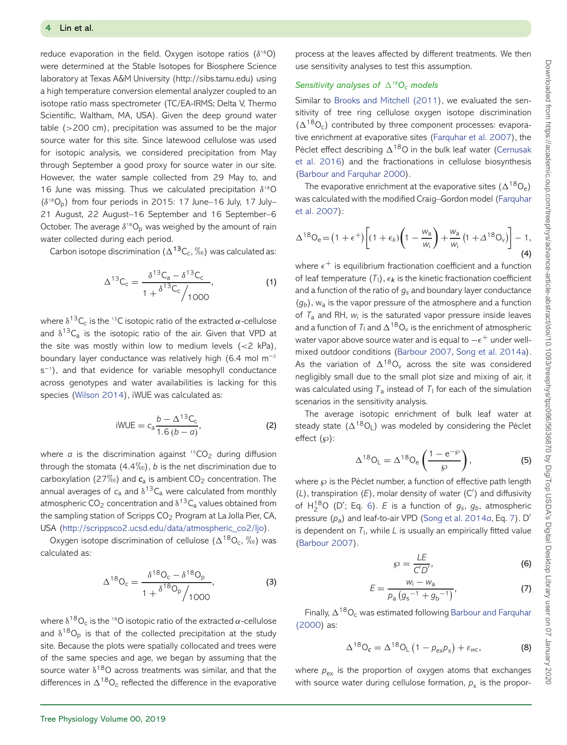reduce evaporation in the field. Oxygen isotope ratios ($\delta^{18}O$) were determined at the Stable Isotopes for Biosphere Science laboratory at Texas A&M University (http://sibs.tamu.edu) using a high temperature conversion elemental analyzer coupled to an isotope ratio mass spectrometer (TC/EA-IRMS; Delta V, Thermo Scientific, Waltham, MA, USA). Given the deep ground water table (>200 cm), precipitation was assumed to be the major source water for this site. Since latewood cellulose was used for isotopic analysis, we considered precipitation from May through September a good proxy for source water in our site. However, the water sample collected from 29 May to, and 16 June was missing. Thus we calculated precipitation $\delta^{18}O$ ($\delta^{18}O_p$) from four periods in 2015: 17 June–16 July, 17 July–21 August, 22 August–16 September and 16 September–6 October. The average $\delta^{18}O_p$ was weighed by the amount of rain water collected during each period.

Carbon isotope discrimination ($\Delta^{13}C_c$, ‰) was calculated as:

$$\Delta^{13}C_c = \frac{\delta^{13}C_a - \delta^{13}C_c}{1 + \delta^{13}C_c / 1000}, \tag{1}$$

where $\delta^{13}C_c$ is the $^{13}C$ isotopic ratio of the extracted $\alpha$-cellulose and $\delta^{13}C_a$ is the isotopic ratio of the air. Given that VPD at the site was mostly within low to medium levels (<2 kPa), boundary layer conductance was relatively high (6.4 mol m$^{-2}$ s$^{-1}$), and that evidence for variable mesophyll conductance across genotypes and water availabilities is lacking for this species (Wilson 2014), iWUE was calculated as:

$$\text{iWUE} = c_a \frac{b - \Delta^{13}C_c}{1.6\,(b - a)}, \tag{2}$$

where $a$ is the discrimination against $^{13}CO_2$ during diffusion through the stomata (4.4‰), $b$ is the net discrimination due to carboxylation (27‰) and $c_a$ is ambient $CO_2$ concentration. The annual averages of $c_a$ and $\delta^{13}C_a$ were calculated from monthly atmospheric $CO_2$ concentration and $\delta^{13}C_a$ values obtained from the sampling station of Scripps $CO_2$ Program at La Jolla Pier, CA, USA (http://scrippsco2.ucsd.edu/data/atmospheric_co2/ljo).

Oxygen isotope discrimination of cellulose ($\Delta^{18}O_c$, ‰) was calculated as:

$$\Delta^{18}O_c = \frac{\delta^{18}O_c - \delta^{18}O_p}{1 + \delta^{18}O_p / 1000}, \tag{3}$$

where $\delta^{18}O_c$ is the $^{18}O$ isotopic ratio of the extracted $\alpha$-cellulose and $\delta^{18}O_p$ is that of the collected precipitation at the study site. Because the plots were spatially collocated and trees were of the same species and age, we began by assuming that the source water $\delta^{18}O$ across treatments was similar, and that the differences in $\Delta^{18}O_c$ reflected the difference in the evaporative process at the leaves affected by different treatments. We then use sensitivity analyses to test this assumption.

### *Sensitivity analyses of $\Delta^{18}O_c$ models*

Similar to Brooks and Mitchell (2011), we evaluated the sensitivity of tree ring cellulose oxygen isotope discrimination ($\Delta^{18}O_c$) contributed by three component processes: evaporative enrichment at evaporative sites (Farquhar et al. 2007), the Péclet effect describing $\Delta^{18}O$ in the bulk leaf water (Cernusak et al. 2016) and the fractionations in cellulose biosynthesis (Barbour and Farquhar 2000).

The evaporative enrichment at the evaporative sites ($\Delta^{18}O_e$) was calculated with the modified Craig–Gordon model (Farquhar et al. 2007):

$$\Delta^{18}O_e = \left(1 + \epsilon^{+}\right)\left[\left(1 + \epsilon_k\right)\left(1 - \frac{w_a}{w_i}\right) + \frac{w_a}{w_i}\left(1 + \Delta^{18}O_v\right)\right] - 1, \tag{4}$$

where $\epsilon^{+}$ is equilibrium fractionation coefficient and a function of leaf temperature ($T_l$), $\epsilon_k$ is the kinetic fractionation coefficient and a function of the ratio of $g_s$ and boundary layer conductance ($g_b$), $w_a$ is the vapor pressure of the atmosphere and a function of $T_a$ and RH, $w_i$ is the saturated vapor pressure inside leaves and a function of $T_l$ and $\Delta^{18}O_v$ is the enrichment of atmospheric water vapor above source water and is equal to $-\epsilon^{+}$ under well-mixed outdoor conditions (Barbour 2007, Song et al. 2014*a*). As the variation of $\Delta^{18}O_v$ across the site was considered negligibly small due to the small plot size and mixing of air, it was calculated using $T_a$ instead of $T_l$ for each of the simulation scenarios in the sensitivity analysis.

The average isotopic enrichment of bulk leaf water at steady state ($\Delta^{18}O_L$) was modeled by considering the Péclet effect ($\wp$):

$$\Delta^{18}O_L = \Delta^{18}O_e\left(\frac{1 - e^{-\wp}}{\wp}\right), \tag{5}$$

where $\wp$ is the Péclet number, a function of effective path length ($L$), transpiration ($E$), molar density of water ($C'$) and diffusivity of $H_2^{18}O$ ($D'$; Eq. 6). $E$ is a function of $g_s$, $g_b$, atmospheric pressure ($p_a$) and leaf-to-air VPD (Song et al. 2014*a*, Eq. 7). $D'$ is dependent on $T_l$, while $L$ is usually an empirically fitted value (Barbour 2007).

$$\wp = \frac{LE}{C'D'}, \tag{6}$$

$$E = \frac{w_i - w_a}{p_a\left(g_s^{-1} + g_b^{-1}\right)}, \tag{7}$$

Finally, $\Delta^{18}O_c$ was estimated following Barbour and Farquhar (2000) as:

$$\Delta^{18}O_c = \Delta^{18}O_L\left(1 - p_{ex}p_x\right) + \varepsilon_{wc}, \tag{8}$$

where $p_{ex}$ is the proportion of oxygen atoms that exchanges with source water during cellulose formation, $p_x$ is the propor-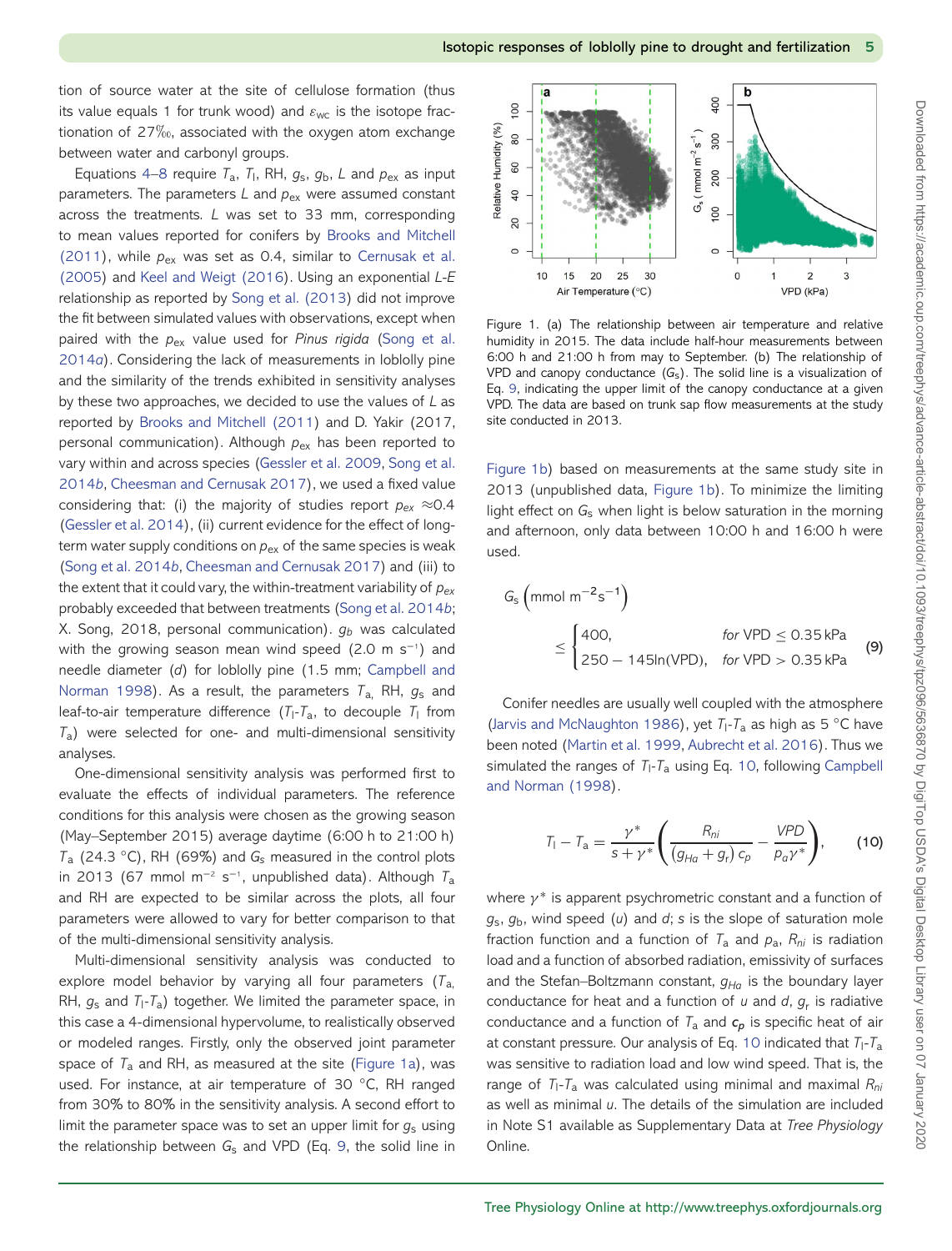tion of source water at the site of cellulose formation (thus its value equals 1 for trunk wood) and $\varepsilon_{wc}$ is the isotope fractionation of 27‰, associated with the oxygen atom exchange between water and carbonyl groups.

Equations 4–8 require $T_a$, $T_l$, RH, $g_s$, $g_b$, $L$ and $p_{ex}$ as input parameters. The parameters $L$ and $p_{ex}$ were assumed constant across the treatments. $L$ was set to 33 mm, corresponding to mean values reported for conifers by Brooks and Mitchell (2011), while $p_{ex}$ was set as 0.4, similar to Cernusak et al. (2005) and Keel and Weigt (2016). Using an exponential $L$-$E$ relationship as reported by Song et al. (2013) did not improve the fit between simulated values with observations, except when paired with the $p_{ex}$ value used for *Pinus rigida* (Song et al. 2014*a*). Considering the lack of measurements in loblolly pine and the similarity of the trends exhibited in sensitivity analyses by these two approaches, we decided to use the values of $L$ as reported by Brooks and Mitchell (2011) and D. Yakir (2017, personal communication). Although $p_{ex}$ has been reported to vary within and across species (Gessler et al. 2009, Song et al. 2014*b*, Cheesman and Cernusak 2017), we used a fixed value considering that: (i) the majority of studies report $p_{ex} \approx 0.4$ (Gessler et al. 2014), (ii) current evidence for the effect of long-term water supply conditions on $p_{ex}$ of the same species is weak (Song et al. 2014*b*, Cheesman and Cernusak 2017) and (iii) to the extent that it could vary, the within-treatment variability of $p_{ex}$ probably exceeded that between treatments (Song et al. 2014*b*; X. Song, 2018, personal communication). $g_b$ was calculated with the growing season mean wind speed (2.0 m s$^{-1}$) and needle diameter ($d$) for loblolly pine (1.5 mm; Campbell and Norman 1998). As a result, the parameters $T_a$, RH, $g_s$ and leaf-to-air temperature difference ($T_l$-$T_a$, to decouple $T_l$ from $T_a$) were selected for one- and multi-dimensional sensitivity analyses.

One-dimensional sensitivity analysis was performed first to evaluate the effects of individual parameters. The reference conditions for this analysis were chosen as the growing season (May–September 2015) average daytime (6:00 h to 21:00 h) $T_a$ (24.3 °C), RH (69%) and $G_s$ measured in the control plots in 2013 (67 mmol m$^{-2}$ s$^{-1}$, unpublished data). Although $T_a$ and RH are expected to be similar across the plots, all four parameters were allowed to vary for better comparison to that of the multi-dimensional sensitivity analysis.

Multi-dimensional sensitivity analysis was conducted to explore model behavior by varying all four parameters ($T_a$, RH, $g_s$ and $T_l$-$T_a$) together. We limited the parameter space, in this case a 4-dimensional hypervolume, to realistically observed or modeled ranges. Firstly, only the observed joint parameter space of $T_a$ and RH, as measured at the site (Figure 1a), was used. For instance, at air temperature of 30 °C, RH ranged from 30% to 80% in the sensitivity analysis. A second effort to limit the parameter space was to set an upper limit for $g_s$ using the relationship between $G_s$ and VPD (Eq. 9, the solid line in

Figure 1. (a) The relationship between air temperature and relative humidity in 2015. The data include half-hour measurements between 6:00 h and 21:00 h from may to September. (b) The relationship of VPD and canopy conductance ($G_s$). The solid line is a visualization of Eq. 9, indicating the upper limit of the canopy conductance at a given VPD. The data are based on trunk sap flow measurements at the study site conducted in 2013.

Figure 1b) based on measurements at the same study site in 2013 (unpublished data, Figure 1b). To minimize the limiting light effect on $G_s$ when light is below saturation in the morning and afternoon, only data between 10:00 h and 16:00 h were used.

$$G_s\left(\text{mmol m}^{-2}\text{s}^{-1}\right) \leq \begin{cases} 400, & \textit{for}\ \text{VPD} \leq 0.35\,\text{kPa} \\ 250 - 145\ln(\text{VPD}), & \textit{for}\ \text{VPD} > 0.35\,\text{kPa} \end{cases} \qquad (9)$$

Conifer needles are usually well coupled with the atmosphere (Jarvis and McNaughton 1986), yet $T_l$-$T_a$ as high as 5 °C have been noted (Martin et al. 1999, Aubrecht et al. 2016). Thus we simulated the ranges of $T_l$-$T_a$ using Eq. 10, following Campbell and Norman (1998).

$$T_l - T_a = \frac{\gamma^*}{s + \gamma^*}\left(\frac{R_{ni}}{(g_{Ha} + g_r)\,c_p} - \frac{VPD}{p_a \gamma^*}\right), \qquad (10)$$

where $\gamma^*$ is apparent psychrometric constant and a function of $g_s$, $g_b$, wind speed ($u$) and $d$; $s$ is the slope of saturation mole fraction function and a function of $T_a$ and $p_a$, $R_{ni}$ is radiation load and a function of absorbed radiation, emissivity of surfaces and the Stefan–Boltzmann constant, $g_{Ha}$ is the boundary layer conductance for heat and a function of $u$ and $d$, $g_r$ is radiative conductance and a function of $T_a$ and $\boldsymbol{c_p}$ is specific heat of air at constant pressure. Our analysis of Eq. 10 indicated that $T_l$-$T_a$ was sensitive to radiation load and low wind speed. That is, the range of $T_l$-$T_a$ was calculated using minimal and maximal $R_{ni}$ as well as minimal $u$. The details of the simulation are included in Note S1 available as Supplementary Data at *Tree Physiology* Online.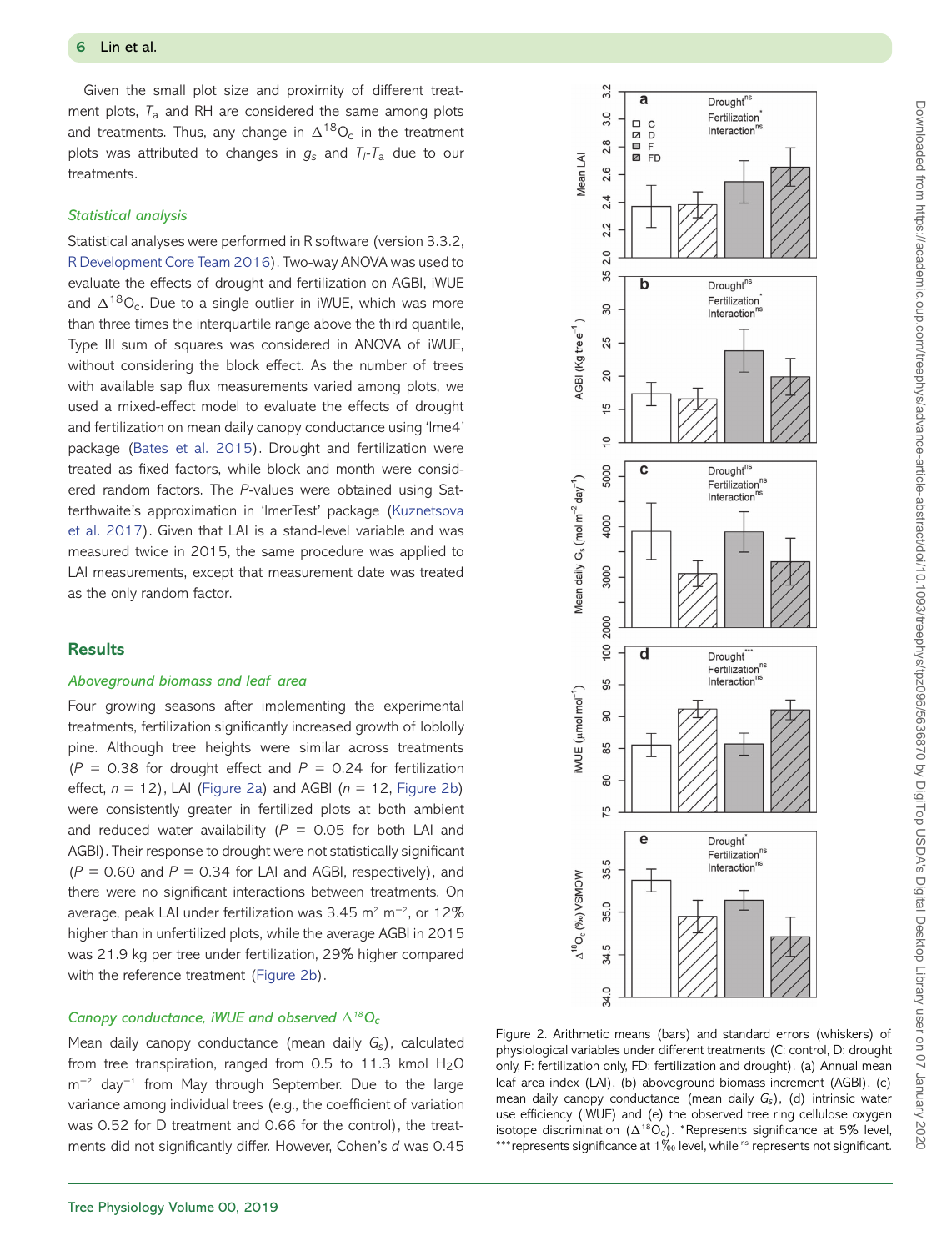Given the small plot size and proximity of different treatment plots, $T_a$ and RH are considered the same among plots and treatments. Thus, any change in $\Delta^{18}O_c$ in the treatment plots was attributed to changes in $g_s$ and $T_l$-$T_a$ due to our treatments.

### *Statistical analysis*

Statistical analyses were performed in R software (version 3.3.2, R Development Core Team 2016). Two-way ANOVA was used to evaluate the effects of drought and fertilization on AGBI, iWUE and $\Delta^{18}O_c$. Due to a single outlier in iWUE, which was more than three times the interquartile range above the third quantile, Type III sum of squares was considered in ANOVA of iWUE, without considering the block effect. As the number of trees with available sap flux measurements varied among plots, we used a mixed-effect model to evaluate the effects of drought and fertilization on mean daily canopy conductance using 'lme4' package (Bates et al. 2015). Drought and fertilization were treated as fixed factors, while block and month were considered random factors. The *P*-values were obtained using Satterthwaite's approximation in 'lmerTest' package (Kuznetsova et al. 2017). Given that LAI is a stand-level variable and was measured twice in 2015, the same procedure was applied to LAI measurements, except that measurement date was treated as the only random factor.

## Results

### *Aboveground biomass and leaf area*

Four growing seasons after implementing the experimental treatments, fertilization significantly increased growth of loblolly pine. Although tree heights were similar across treatments ($P = 0.38$ for drought effect and $P = 0.24$ for fertilization effect, $n = 12$), LAI (Figure 2a) and AGBI ($n = 12$, Figure 2b) were consistently greater in fertilized plots at both ambient and reduced water availability ($P = 0.05$ for both LAI and AGBI). Their response to drought were not statistically significant ($P = 0.60$ and $P = 0.34$ for LAI and AGBI, respectively), and there were no significant interactions between treatments. On average, peak LAI under fertilization was 3.45 $m^2$ $m^{-2}$, or 12% higher than in unfertilized plots, while the average AGBI in 2015 was 21.9 kg per tree under fertilization, 29% higher compared with the reference treatment (Figure 2b).

### *Canopy conductance, iWUE and observed $\Delta^{18}O_c$*

Mean daily canopy conductance (mean daily $G_s$), calculated from tree transpiration, ranged from 0.5 to 11.3 kmol $H_2O$ $m^{-2}$ $day^{-1}$ from May through September. Due to the large variance among individual trees (e.g., the coefficient of variation was 0.52 for D treatment and 0.66 for the control), the treatments did not significantly differ. However, Cohen's *d* was 0.45

Figure 2. Arithmetic means (bars) and standard errors (whiskers) of physiological variables under different treatments (C: control, D: drought only, F: fertilization only, FD: fertilization and drought). (a) Annual mean leaf area index (LAI), (b) aboveground biomass increment (AGBI), (c) mean daily canopy conductance (mean daily $G_s$), (d) intrinsic water use efficiency (iWUE) and (e) the observed tree ring cellulose oxygen isotope discrimination ($\Delta^{18}O_c$). *Represents significance at 5% level, ***represents significance at 1‰ level, while ns represents not significant.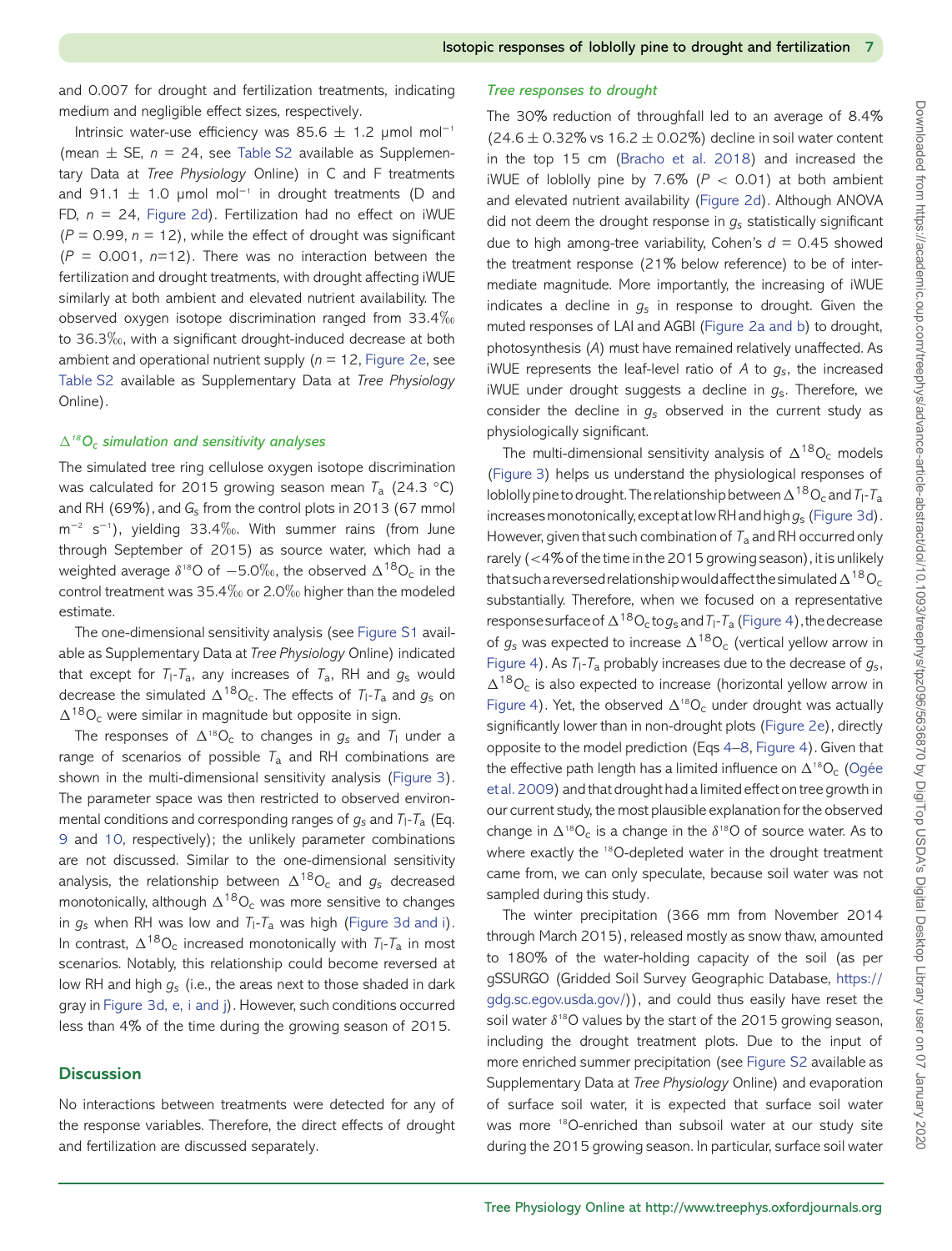and 0.007 for drought and fertilization treatments, indicating medium and negligible effect sizes, respectively.

Intrinsic water-use efficiency was 85.6 ± 1.2 μmol mol$^{-1}$ (mean ± SE, $n$ = 24, see Table S2 available as Supplementary Data at *Tree Physiology* Online) in C and F treatments and 91.1 ± 1.0 μmol mol$^{-1}$ in drought treatments (D and FD, $n$ = 24, Figure 2d). Fertilization had no effect on iWUE ($P$ = 0.99, $n$ = 12), while the effect of drought was significant ($P$ = 0.001, $n$=12). There was no interaction between the fertilization and drought treatments, with drought affecting iWUE similarly at both ambient and elevated nutrient availability. The observed oxygen isotope discrimination ranged from 33.4‰ to 36.3‰, with a significant drought-induced decrease at both ambient and operational nutrient supply ($n$ = 12, Figure 2e, see Table S2 available as Supplementary Data at *Tree Physiology* Online).

### *$\Delta^{18}O_c$ simulation and sensitivity analyses*

The simulated tree ring cellulose oxygen isotope discrimination was calculated for 2015 growing season mean $T_a$ (24.3 °C) and RH (69%), and $G_s$ from the control plots in 2013 (67 mmol m$^{-2}$ s$^{-1}$), yielding 33.4‰. With summer rains (from June through September of 2015) as source water, which had a weighted average $\delta^{18}$O of −5.0‰, the observed $\Delta^{18}O_c$ in the control treatment was 35.4‰ or 2.0‰ higher than the modeled estimate.

The one-dimensional sensitivity analysis (see Figure S1 available as Supplementary Data at *Tree Physiology* Online) indicated that except for $T_l$-$T_a$, any increases of $T_a$, RH and $g_s$ would decrease the simulated $\Delta^{18}O_c$. The effects of $T_l$-$T_a$ and $g_s$ on $\Delta^{18}O_c$ were similar in magnitude but opposite in sign.

The responses of $\Delta^{18}O_c$ to changes in $g_s$ and $T_l$ under a range of scenarios of possible $T_a$ and RH combinations are shown in the multi-dimensional sensitivity analysis (Figure 3). The parameter space was then restricted to observed environmental conditions and corresponding ranges of $g_s$ and $T_l$-$T_a$ (Eq. 9 and 10, respectively); the unlikely parameter combinations are not discussed. Similar to the one-dimensional sensitivity analysis, the relationship between $\Delta^{18}O_c$ and $g_s$ decreased monotonically, although $\Delta^{18}O_c$ was more sensitive to changes in $g_s$ when RH was low and $T_l$-$T_a$ was high (Figure 3d and i). In contrast, $\Delta^{18}O_c$ increased monotonically with $T_l$-$T_a$ in most scenarios. Notably, this relationship could become reversed at low RH and high $g_s$ (i.e., the areas next to those shaded in dark gray in Figure 3d, e, i and j). However, such conditions occurred less than 4% of the time during the growing season of 2015.

## Discussion

No interactions between treatments were detected for any of the response variables. Therefore, the direct effects of drought and fertilization are discussed separately.

### *Tree responses to drought*

The 30% reduction of throughfall led to an average of 8.4% (24.6 ± 0.32% vs 16.2 ± 0.02%) decline in soil water content in the top 15 cm (Bracho et al. 2018) and increased the iWUE of loblolly pine by 7.6% ($P$ < 0.01) at both ambient and elevated nutrient availability (Figure 2d). Although ANOVA did not deem the drought response in $g_s$ statistically significant due to high among-tree variability, Cohen's $d$ = 0.45 showed the treatment response (21% below reference) to be of intermediate magnitude. More importantly, the increasing of iWUE indicates a decline in $g_s$ in response to drought. Given the muted responses of LAI and AGBI (Figure 2a and b) to drought, photosynthesis ($A$) must have remained relatively unaffected. As iWUE represents the leaf-level ratio of $A$ to $g_s$, the increased iWUE under drought suggests a decline in $g_s$. Therefore, we consider the decline in $g_s$ observed in the current study as physiologically significant.

The multi-dimensional sensitivity analysis of $\Delta^{18}O_c$ models (Figure 3) helps us understand the physiological responses of loblolly pine to drought. The relationship between $\Delta^{18}O_c$ and $T_l$-$T_a$ increases monotonically, except at low RH and high $g_s$ (Figure 3d). However, given that such combination of $T_a$ and RH occurred only rarely (<4% of the time in the 2015 growing season), it is unlikely that such a reversed relationship would affect the simulated $\Delta^{18}O_c$ substantially. Therefore, when we focused on a representative response surface of $\Delta^{18}O_c$ to $g_s$ and $T_l$-$T_a$ (Figure 4), the decrease of $g_s$ was expected to increase $\Delta^{18}O_c$ (vertical yellow arrow in Figure 4). As $T_l$-$T_a$ probably increases due to the decrease of $g_s$, $\Delta^{18}O_c$ is also expected to increase (horizontal yellow arrow in Figure 4). Yet, the observed $\Delta^{18}O_c$ under drought was actually significantly lower than in non-drought plots (Figure 2e), directly opposite to the model prediction (Eqs 4–8, Figure 4). Given that the effective path length has a limited influence on $\Delta^{18}O_c$ (Ogée et al. 2009) and that drought had a limited effect on tree growth in our current study, the most plausible explanation for the observed change in $\Delta^{18}O_c$ is a change in the $\delta^{18}$O of source water. As to where exactly the $^{18}$O-depleted water in the drought treatment came from, we can only speculate, because soil water was not sampled during this study.

The winter precipitation (366 mm from November 2014 through March 2015), released mostly as snow thaw, amounted to 180% of the water-holding capacity of the soil (as per gSSURGO (Gridded Soil Survey Geographic Database, https://gdg.sc.egov.usda.gov/)), and could thus easily have reset the soil water $\delta^{18}$O values by the start of the 2015 growing season, including the drought treatment plots. Due to the input of more enriched summer precipitation (see Figure S2 available as Supplementary Data at *Tree Physiology* Online) and evaporation of surface soil water, it is expected that surface soil water was more $^{18}$O-enriched than subsoil water at our study site during the 2015 growing season. In particular, surface soil water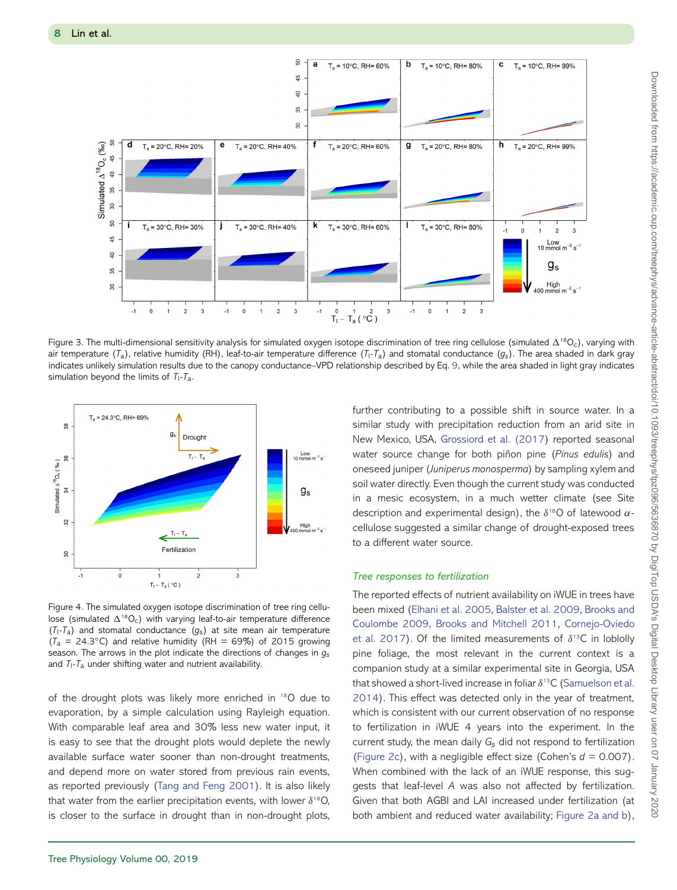Figure 3. The multi-dimensional sensitivity analysis for simulated oxygen isotope discrimination of tree ring cellulose (simulated $\Delta^{18}O_c$), varying with air temperature ($T_a$), relative humidity (RH), leaf-to-air temperature difference ($T_l$-$T_a$) and stomatal conductance ($g_s$). The area shaded in dark gray indicates unlikely simulation results due to the canopy conductance–VPD relationship described by Eq. 9, while the area shaded in light gray indicates simulation beyond the limits of $T_l$-$T_a$.

Figure 4. The simulated oxygen isotope discrimination of tree ring cellulose (simulated $\Delta^{18}O_c$) with varying leaf-to-air temperature difference ($T_l$-$T_a$) and stomatal conductance ($g_s$) at site mean air temperature ($T_a$ = 24.3°C) and relative humidity (RH = 69%) of 2015 growing season. The arrows in the plot indicate the directions of changes in $g_s$ and $T_l$-$T_a$ under shifting water and nutrient availability.

of the drought plots was likely more enriched in $^{18}$O due to evaporation, by a simple calculation using Rayleigh equation. With comparable leaf area and 30% less new water input, it is easy to see that the drought plots would deplete the newly available surface water sooner than non-drought treatments, and depend more on water stored from previous rain events, as reported previously (Tang and Feng 2001). It is also likely that water from the earlier precipitation events, with lower $\delta^{18}$O, is closer to the surface in drought than in non-drought plots, further contributing to a possible shift in source water. In a similar study with precipitation reduction from an arid site in New Mexico, USA, Grossiord et al. (2017) reported seasonal water source change for both piñon pine (*Pinus edulis*) and oneseed juniper (*Juniperus monosperma*) by sampling xylem and soil water directly. Even though the current study was conducted in a mesic ecosystem, in a much wetter climate (see Site description and experimental design), the $\delta^{18}$O of latewood $\alpha$-cellulose suggested a similar change of drought-exposed trees to a different water source.

### *Tree responses to fertilization*

The reported effects of nutrient availability on iWUE in trees have been mixed (Elhani et al. 2005, Balster et al. 2009, Brooks and Coulombe 2009, Brooks and Mitchell 2011, Cornejo-Oviedo et al. 2017). Of the limited measurements of $\delta^{13}$C in loblolly pine foliage, the most relevant in the current context is a companion study at a similar experimental site in Georgia, USA that showed a short-lived increase in foliar $\delta^{13}$C (Samuelson et al. 2014). This effect was detected only in the year of treatment, which is consistent with our current observation of no response to fertilization in iWUE 4 years into the experiment. In the current study, the mean daily $G_s$ did not respond to fertilization (Figure 2c), with a negligible effect size (Cohen's $d$ = 0.007). When combined with the lack of an iWUE response, this suggests that leaf-level $A$ was also not affected by fertilization. Given that both AGBI and LAI increased under fertilization (at both ambient and reduced water availability; Figure 2a and b),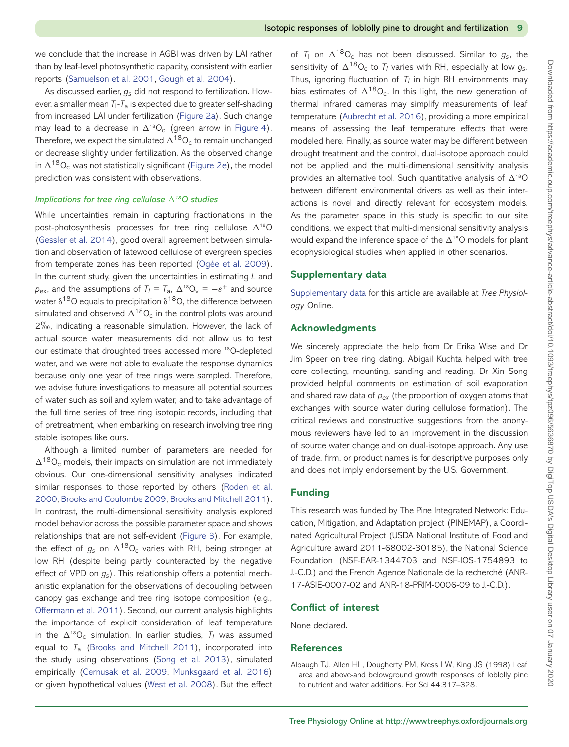we conclude that the increase in AGBI was driven by LAI rather than by leaf-level photosynthetic capacity, consistent with earlier reports (Samuelson et al. 2001, Gough et al. 2004).

As discussed earlier, $g_s$ did not respond to fertilization. However, a smaller mean $T_l$-$T_a$ is expected due to greater self-shading from increased LAI under fertilization (Figure 2a). Such change may lead to a decrease in $\Delta^{18}O_c$ (green arrow in Figure 4). Therefore, we expect the simulated $\Delta^{18}O_c$ to remain unchanged or decrease slightly under fertilization. As the observed change in $\Delta^{18}O_c$ was not statistically significant (Figure 2e), the model prediction was consistent with observations.

### *Implications for tree ring cellulose $\Delta^{18}O$ studies*

While uncertainties remain in capturing fractionations in the post-photosynthesis processes for tree ring cellulose $\Delta^{18}O$ (Gessler et al. 2014), good overall agreement between simulation and observation of latewood cellulose of evergreen species from temperate zones has been reported (Ogée et al. 2009). In the current study, given the uncertainties in estimating $L$ and $p_{ex}$, and the assumptions of $T_l = T_a$, $\Delta^{18}O_v = -\varepsilon^+$ and source water $\delta^{18}O$ equals to precipitation $\delta^{18}O$, the difference between simulated and observed $\Delta^{18}O_c$ in the control plots was around 2‰, indicating a reasonable simulation. However, the lack of actual source water measurements did not allow us to test our estimate that droughted trees accessed more $^{18}O$-depleted water, and we were not able to evaluate the response dynamics because only one year of tree rings were sampled. Therefore, we advise future investigations to measure all potential sources of water such as soil and xylem water, and to take advantage of the full time series of tree ring isotopic records, including that of pretreatment, when embarking on research involving tree ring stable isotopes like ours.

Although a limited number of parameters are needed for $\Delta^{18}O_c$ models, their impacts on simulation are not immediately obvious. Our one-dimensional sensitivity analyses indicated similar responses to those reported by others (Roden et al. 2000, Brooks and Coulombe 2009, Brooks and Mitchell 2011). In contrast, the multi-dimensional sensitivity analysis explored model behavior across the possible parameter space and shows relationships that are not self-evident (Figure 3). For example, the effect of $g_s$ on $\Delta^{18}O_c$ varies with RH, being stronger at low RH (despite being partly counteracted by the negative effect of VPD on $g_s$). This relationship offers a potential mechanistic explanation for the observations of decoupling between canopy gas exchange and tree ring isotope composition (e.g., Offermann et al. 2011). Second, our current analysis highlights the importance of explicit consideration of leaf temperature in the $\Delta^{18}O_c$ simulation. In earlier studies, $T_l$ was assumed equal to $T_a$ (Brooks and Mitchell 2011), incorporated into the study using observations (Song et al. 2013), simulated empirically (Cernusak et al. 2009, Munksgaard et al. 2016) or given hypothetical values (West et al. 2008). But the effect of $T_l$ on $\Delta^{18}O_c$ has not been discussed. Similar to $g_s$, the sensitivity of $\Delta^{18}O_c$ to $T_l$ varies with RH, especially at low $g_s$. Thus, ignoring fluctuation of $T_l$ in high RH environments may bias estimates of $\Delta^{18}O_c$. In this light, the new generation of thermal infrared cameras may simplify measurements of leaf temperature (Aubrecht et al. 2016), providing a more empirical means of assessing the leaf temperature effects that were modeled here. Finally, as source water may be different between drought treatment and the control, dual-isotope approach could not be applied and the multi-dimensional sensitivity analysis provides an alternative tool. Such quantitative analysis of $\Delta^{18}O$ between different environmental drivers as well as their interactions is novel and directly relevant for ecosystem models. As the parameter space in this study is specific to our site conditions, we expect that multi-dimensional sensitivity analysis would expand the inference space of the $\Delta^{18}O$ models for plant ecophysiological studies when applied in other scenarios.

## Supplementary data

Supplementary data for this article are available at *Tree Physiology* Online.

## Acknowledgments

We sincerely appreciate the help from Dr Erika Wise and Dr Jim Speer on tree ring dating. Abigail Kuchta helped with tree core collecting, mounting, sanding and reading. Dr Xin Song provided helpful comments on estimation of soil evaporation and shared raw data of $p_{ex}$ (the proportion of oxygen atoms that exchanges with source water during cellulose formation). The critical reviews and constructive suggestions from the anonymous reviewers have led to an improvement in the discussion of source water change and on dual-isotope approach. Any use of trade, firm, or product names is for descriptive purposes only and does not imply endorsement by the U.S. Government.

## Funding

This research was funded by The Pine Integrated Network: Education, Mitigation, and Adaptation project (PINEMAP), a Coordinated Agricultural Project (USDA National Institute of Food and Agriculture award 2011-68002-30185), the National Science Foundation (NSF-EAR-1344703 and NSF-IOS-1754893 to J.-C.D.) and the French Agence Nationale de la recherché (ANR-17-ASIE-0007-02 and ANR-18-PRIM-0006-09 to J.-C.D.).

## Conflict of interest

None declared.

## References

Albaugh TJ, Allen HL, Dougherty PM, Kress LW, King JS (1998) Leaf area and above-and belowground growth responses of loblolly pine to nutrient and water additions. For Sci 44:317–328.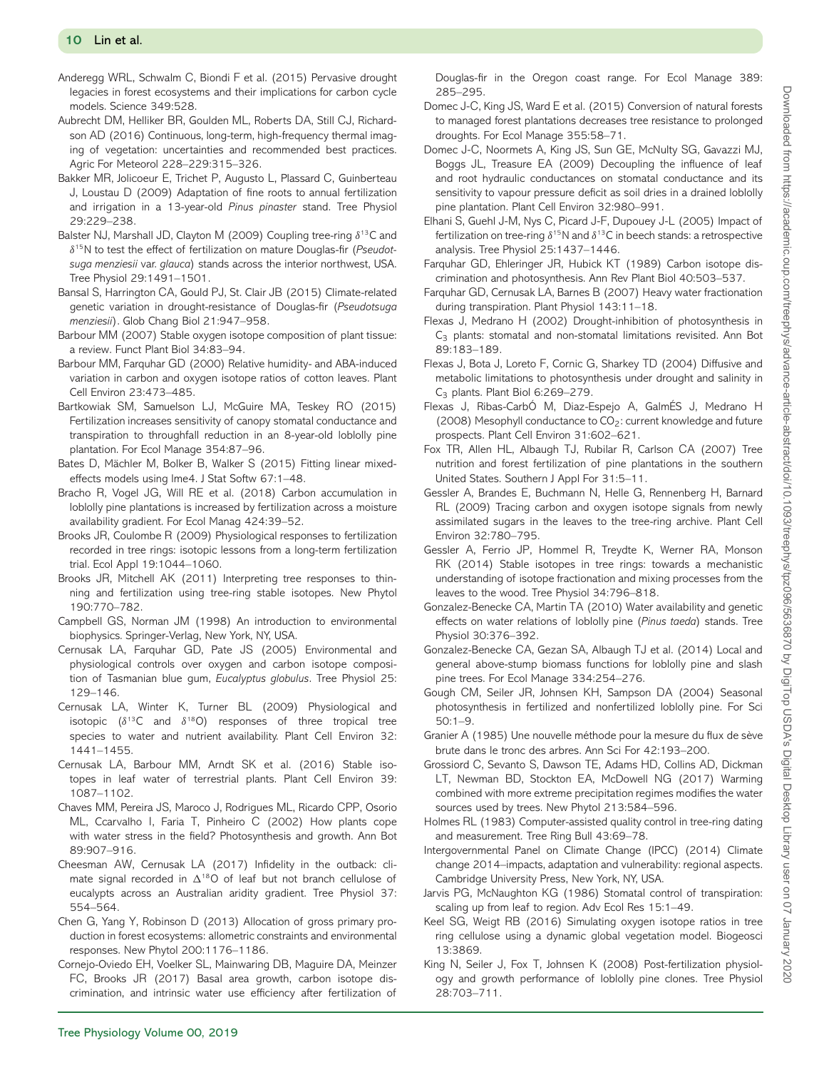Anderegg WRL, Schwalm C, Biondi F et al. (2015) Pervasive drought legacies in forest ecosystems and their implications for carbon cycle models. Science 349:528.

Aubrecht DM, Helliker BR, Goulden ML, Roberts DA, Still CJ, Richardson AD (2016) Continuous, long-term, high-frequency thermal imaging of vegetation: uncertainties and recommended best practices. Agric For Meteorol 228–229:315–326.

Bakker MR, Jolicoeur E, Trichet P, Augusto L, Plassard C, Guinberteau J, Loustau D (2009) Adaptation of fine roots to annual fertilization and irrigation in a 13-year-old *Pinus pinaster* stand. Tree Physiol 29:229–238.

Balster NJ, Marshall JD, Clayton M (2009) Coupling tree-ring $\delta^{13}$C and $\delta^{15}$N to test the effect of fertilization on mature Douglas-fir (*Pseudotsuga menziesii* var. *glauca*) stands across the interior northwest, USA. Tree Physiol 29:1491–1501.

Bansal S, Harrington CA, Gould PJ, St. Clair JB (2015) Climate-related genetic variation in drought-resistance of Douglas-fir (*Pseudotsuga menziesii*). Glob Chang Biol 21:947–958.

Barbour MM (2007) Stable oxygen isotope composition of plant tissue: a review. Funct Plant Biol 34:83–94.

Barbour MM, Farquhar GD (2000) Relative humidity- and ABA-induced variation in carbon and oxygen isotope ratios of cotton leaves. Plant Cell Environ 23:473–485.

Bartkowiak SM, Samuelson LJ, McGuire MA, Teskey RO (2015) Fertilization increases sensitivity of canopy stomatal conductance and transpiration to throughfall reduction in an 8-year-old loblolly pine plantation. For Ecol Manage 354:87–96.

Bates D, Mächler M, Bolker B, Walker S (2015) Fitting linear mixed-effects models using lme4. J Stat Softw 67:1–48.

Bracho R, Vogel JG, Will RE et al. (2018) Carbon accumulation in loblolly pine plantations is increased by fertilization across a moisture availability gradient. For Ecol Manag 424:39–52.

Brooks JR, Coulombe R (2009) Physiological responses to fertilization recorded in tree rings: isotopic lessons from a long-term fertilization trial. Ecol Appl 19:1044–1060.

Brooks JR, Mitchell AK (2011) Interpreting tree responses to thinning and fertilization using tree-ring stable isotopes. New Phytol 190:770–782.

Campbell GS, Norman JM (1998) An introduction to environmental biophysics. Springer-Verlag, New York, NY, USA.

Cernusak LA, Farquhar GD, Pate JS (2005) Environmental and physiological controls over oxygen and carbon isotope composition of Tasmanian blue gum, *Eucalyptus globulus*. Tree Physiol 25: 129–146.

Cernusak LA, Winter K, Turner BL (2009) Physiological and isotopic ($\delta^{13}$C and $\delta^{18}$O) responses of three tropical tree species to water and nutrient availability. Plant Cell Environ 32: 1441–1455.

Cernusak LA, Barbour MM, Arndt SK et al. (2016) Stable isotopes in leaf water of terrestrial plants. Plant Cell Environ 39: 1087–1102.

Chaves MM, Pereira JS, Maroco J, Rodrigues ML, Ricardo CPP, Osorio ML, Ccarvalho I, Faria T, Pinheiro C (2002) How plants cope with water stress in the field? Photosynthesis and growth. Ann Bot 89:907–916.

Cheesman AW, Cernusak LA (2017) Infidelity in the outback: climate signal recorded in $\Delta^{18}$O of leaf but not branch cellulose of eucalypts across an Australian aridity gradient. Tree Physiol 37: 554–564.

Chen G, Yang Y, Robinson D (2013) Allocation of gross primary production in forest ecosystems: allometric constraints and environmental responses. New Phytol 200:1176–1186.

Cornejo-Oviedo EH, Voelker SL, Mainwaring DB, Maguire DA, Meinzer FC, Brooks JR (2017) Basal area growth, carbon isotope discrimination, and intrinsic water use efficiency after fertilization of Douglas-fir in the Oregon coast range. For Ecol Manage 389: 285–295.

Domec J-C, King JS, Ward E et al. (2015) Conversion of natural forests to managed forest plantations decreases tree resistance to prolonged droughts. For Ecol Manage 355:58–71.

Domec J-C, Noormets A, King JS, Sun GE, McNulty SG, Gavazzi MJ, Boggs JL, Treasure EA (2009) Decoupling the influence of leaf and root hydraulic conductances on stomatal conductance and its sensitivity to vapour pressure deficit as soil dries in a drained loblolly pine plantation. Plant Cell Environ 32:980–991.

Elhani S, Guehl J-M, Nys C, Picard J-F, Dupouey J-L (2005) Impact of fertilization on tree-ring $\delta^{15}$N and $\delta^{13}$C in beech stands: a retrospective analysis. Tree Physiol 25:1437–1446.

Farquhar GD, Ehleringer JR, Hubick KT (1989) Carbon isotope discrimination and photosynthesis. Ann Rev Plant Biol 40:503–537.

Farquhar GD, Cernusak LA, Barnes B (2007) Heavy water fractionation during transpiration. Plant Physiol 143:11–18.

Flexas J, Medrano H (2002) Drought-inhibition of photosynthesis in $C_3$ plants: stomatal and non-stomatal limitations revisited. Ann Bot 89:183–189.

Flexas J, Bota J, Loreto F, Cornic G, Sharkey TD (2004) Diffusive and metabolic limitations to photosynthesis under drought and salinity in $C_3$ plants. Plant Biol 6:269–279.

Flexas J, Ribas-CarbÓ M, Diaz-Espejo A, GalmÉS J, Medrano H (2008) Mesophyll conductance to $CO_2$: current knowledge and future prospects. Plant Cell Environ 31:602–621.

Fox TR, Allen HL, Albaugh TJ, Rubilar R, Carlson CA (2007) Tree nutrition and forest fertilization of pine plantations in the southern United States. Southern J Appl For 31:5–11.

Gessler A, Brandes E, Buchmann N, Helle G, Rennenberg H, Barnard RL (2009) Tracing carbon and oxygen isotope signals from newly assimilated sugars in the leaves to the tree-ring archive. Plant Cell Environ 32:780–795.

Gessler A, Ferrio JP, Hommel R, Treydte K, Werner RA, Monson RK (2014) Stable isotopes in tree rings: towards a mechanistic understanding of isotope fractionation and mixing processes from the leaves to the wood. Tree Physiol 34:796–818.

Gonzalez-Benecke CA, Martin TA (2010) Water availability and genetic effects on water relations of loblolly pine (*Pinus taeda*) stands. Tree Physiol 30:376–392.

Gonzalez-Benecke CA, Gezan SA, Albaugh TJ et al. (2014) Local and general above-stump biomass functions for loblolly pine and slash pine trees. For Ecol Manage 334:254–276.

Gough CM, Seiler JR, Johnsen KH, Sampson DA (2004) Seasonal photosynthesis in fertilized and nonfertilized loblolly pine. For Sci 50:1–9.

Granier A (1985) Une nouvelle méthode pour la mesure du flux de sève brute dans le tronc des arbres. Ann Sci For 42:193–200.

Grossiord C, Sevanto S, Dawson TE, Adams HD, Collins AD, Dickman LT, Newman BD, Stockton EA, McDowell NG (2017) Warming combined with more extreme precipitation regimes modifies the water sources used by trees. New Phytol 213:584–596.

Holmes RL (1983) Computer-assisted quality control in tree-ring dating and measurement. Tree Ring Bull 43:69–78.

Intergovernmental Panel on Climate Change (IPCC) (2014) Climate change 2014–impacts, adaptation and vulnerability: regional aspects. Cambridge University Press, New York, NY, USA.

Jarvis PG, McNaughton KG (1986) Stomatal control of transpiration: scaling up from leaf to region. Adv Ecol Res 15:1–49.

Keel SG, Weigt RB (2016) Simulating oxygen isotope ratios in tree ring cellulose using a dynamic global vegetation model. Biogeosci 13:3869.

King N, Seiler J, Fox T, Johnsen K (2008) Post-fertilization physiology and growth performance of loblolly pine clones. Tree Physiol 28:703–711.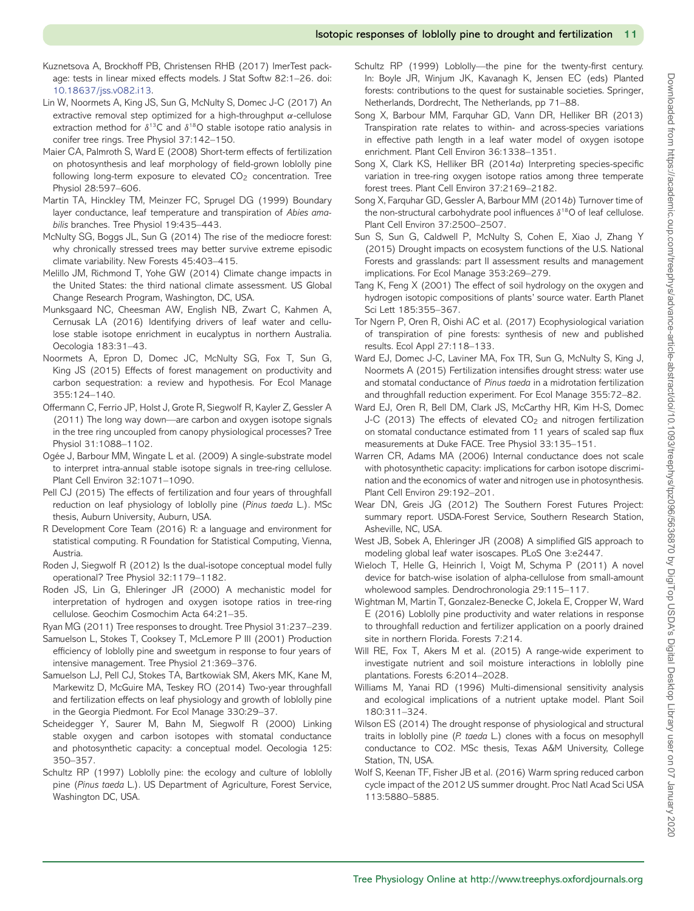Kuznetsova A, Brockhoff PB, Christensen RHB (2017) lmerTest package: tests in linear mixed effects models. J Stat Softw 82:1–26. doi: 10.18637/jss.v082.i13.

Lin W, Noormets A, King JS, Sun G, McNulty S, Domec J-C (2017) An extractive removal step optimized for a high-throughput $\alpha$-cellulose extraction method for $\delta^{13}C$ and $\delta^{18}O$ stable isotope ratio analysis in conifer tree rings. Tree Physiol 37:142–150.

Maier CA, Palmroth S, Ward E (2008) Short-term effects of fertilization on photosynthesis and leaf morphology of field-grown loblolly pine following long-term exposure to elevated $CO_2$ concentration. Tree Physiol 28:597–606.

Martin TA, Hinckley TM, Meinzer FC, Sprugel DG (1999) Boundary layer conductance, leaf temperature and transpiration of *Abies amabilis* branches. Tree Physiol 19:435–443.

McNulty SG, Boggs JL, Sun G (2014) The rise of the mediocre forest: why chronically stressed trees may better survive extreme episodic climate variability. New Forests 45:403–415.

Melillo JM, Richmond T, Yohe GW (2014) Climate change impacts in the United States: the third national climate assessment. US Global Change Research Program, Washington, DC, USA.

Munksgaard NC, Cheesman AW, English NB, Zwart C, Kahmen A, Cernusak LA (2016) Identifying drivers of leaf water and cellulose stable isotope enrichment in eucalyptus in northern Australia. Oecologia 183:31–43.

Noormets A, Epron D, Domec JC, McNulty SG, Fox T, Sun G, King JS (2015) Effects of forest management on productivity and carbon sequestration: a review and hypothesis. For Ecol Manage 355:124–140.

Offermann C, Ferrio JP, Holst J, Grote R, Siegwolf R, Kayler Z, Gessler A (2011) The long way down—are carbon and oxygen isotope signals in the tree ring uncoupled from canopy physiological processes? Tree Physiol 31:1088–1102.

Ogée J, Barbour MM, Wingate L et al. (2009) A single-substrate model to interpret intra-annual stable isotope signals in tree-ring cellulose. Plant Cell Environ 32:1071–1090.

Pell CJ (2015) The effects of fertilization and four years of throughfall reduction on leaf physiology of loblolly pine (*Pinus taeda* L.). MSc thesis, Auburn University, Auburn, USA.

R Development Core Team (2016) R: a language and environment for statistical computing. R Foundation for Statistical Computing, Vienna, Austria.

Roden J, Siegwolf R (2012) Is the dual-isotope conceptual model fully operational? Tree Physiol 32:1179–1182.

Roden JS, Lin G, Ehleringer JR (2000) A mechanistic model for interpretation of hydrogen and oxygen isotope ratios in tree-ring cellulose. Geochim Cosmochim Acta 64:21–35.

Ryan MG (2011) Tree responses to drought. Tree Physiol 31:237–239.

Samuelson L, Stokes T, Cooksey T, McLemore P III (2001) Production efficiency of loblolly pine and sweetgum in response to four years of intensive management. Tree Physiol 21:369–376.

Samuelson LJ, Pell CJ, Stokes TA, Bartkowiak SM, Akers MK, Kane M, Markewitz D, McGuire MA, Teskey RO (2014) Two-year throughfall and fertilization effects on leaf physiology and growth of loblolly pine in the Georgia Piedmont. For Ecol Manage 330:29–37.

Scheidegger Y, Saurer M, Bahn M, Siegwolf R (2000) Linking stable oxygen and carbon isotopes with stomatal conductance and photosynthetic capacity: a conceptual model. Oecologia 125: 350–357.

Schultz RP (1997) Loblolly pine: the ecology and culture of loblolly pine (*Pinus taeda* L.). US Department of Agriculture, Forest Service, Washington DC, USA.

Schultz RP (1999) Loblolly—the pine for the twenty-first century. In: Boyle JR, Winjum JK, Kavanagh K, Jensen EC (eds) Planted forests: contributions to the quest for sustainable societies. Springer, Netherlands, Dordrecht, The Netherlands, pp 71–88.

Song X, Barbour MM, Farquhar GD, Vann DR, Helliker BR (2013) Transpiration rate relates to within- and across-species variations in effective path length in a leaf water model of oxygen isotope enrichment. Plant Cell Environ 36:1338–1351.

Song X, Clark KS, Helliker BR (2014*a*) Interpreting species-specific variation in tree-ring oxygen isotope ratios among three temperate forest trees. Plant Cell Environ 37:2169–2182.

Song X, Farquhar GD, Gessler A, Barbour MM (2014*b*) Turnover time of the non-structural carbohydrate pool influences $\delta^{18}O$ of leaf cellulose. Plant Cell Environ 37:2500–2507.

Sun S, Sun G, Caldwell P, McNulty S, Cohen E, Xiao J, Zhang Y (2015) Drought impacts on ecosystem functions of the U.S. National Forests and grasslands: part II assessment results and management implications. For Ecol Manage 353:269–279.

Tang K, Feng X (2001) The effect of soil hydrology on the oxygen and hydrogen isotopic compositions of plants' source water. Earth Planet Sci Lett 185:355–367.

Tor Ngern P, Oren R, Oishi AC et al. (2017) Ecophysiological variation of transpiration of pine forests: synthesis of new and published results. Ecol Appl 27:118–133.

Ward EJ, Domec J-C, Laviner MA, Fox TR, Sun G, McNulty S, King J, Noormets A (2015) Fertilization intensifies drought stress: water use and stomatal conductance of *Pinus taeda* in a midrotation fertilization and throughfall reduction experiment. For Ecol Manage 355:72–82.

Ward EJ, Oren R, Bell DM, Clark JS, McCarthy HR, Kim H-S, Domec J-C (2013) The effects of elevated $CO_2$ and nitrogen fertilization on stomatal conductance estimated from 11 years of scaled sap flux measurements at Duke FACE. Tree Physiol 33:135–151.

Warren CR, Adams MA (2006) Internal conductance does not scale with photosynthetic capacity: implications for carbon isotope discrimination and the economics of water and nitrogen use in photosynthesis. Plant Cell Environ 29:192–201.

Wear DN, Greis JG (2012) The Southern Forest Futures Project: summary report. USDA-Forest Service, Southern Research Station, Asheville, NC, USA.

West JB, Sobek A, Ehleringer JR (2008) A simplified GIS approach to modeling global leaf water isoscapes. PLoS One 3:e2447.

Wieloch T, Helle G, Heinrich I, Voigt M, Schyma P (2011) A novel device for batch-wise isolation of alpha-cellulose from small-amount wholewood samples. Dendrochronologia 29:115–117.

Wightman M, Martin T, Gonzalez-Benecke C, Jokela E, Cropper W, Ward E (2016) Loblolly pine productivity and water relations in response to throughfall reduction and fertilizer application on a poorly drained site in northern Florida. Forests 7:214.

Will RE, Fox T, Akers M et al. (2015) A range-wide experiment to investigate nutrient and soil moisture interactions in loblolly pine plantations. Forests 6:2014–2028.

Williams M, Yanai RD (1996) Multi-dimensional sensitivity analysis and ecological implications of a nutrient uptake model. Plant Soil 180:311–324.

Wilson ES (2014) The drought response of physiological and structural traits in loblolly pine (*P. taeda* L.) clones with a focus on mesophyll conductance to CO2. MSc thesis, Texas A&M University, College Station, TN, USA.

Wolf S, Keenan TF, Fisher JB et al. (2016) Warm spring reduced carbon cycle impact of the 2012 US summer drought. Proc Natl Acad Sci USA 113:5880–5885.